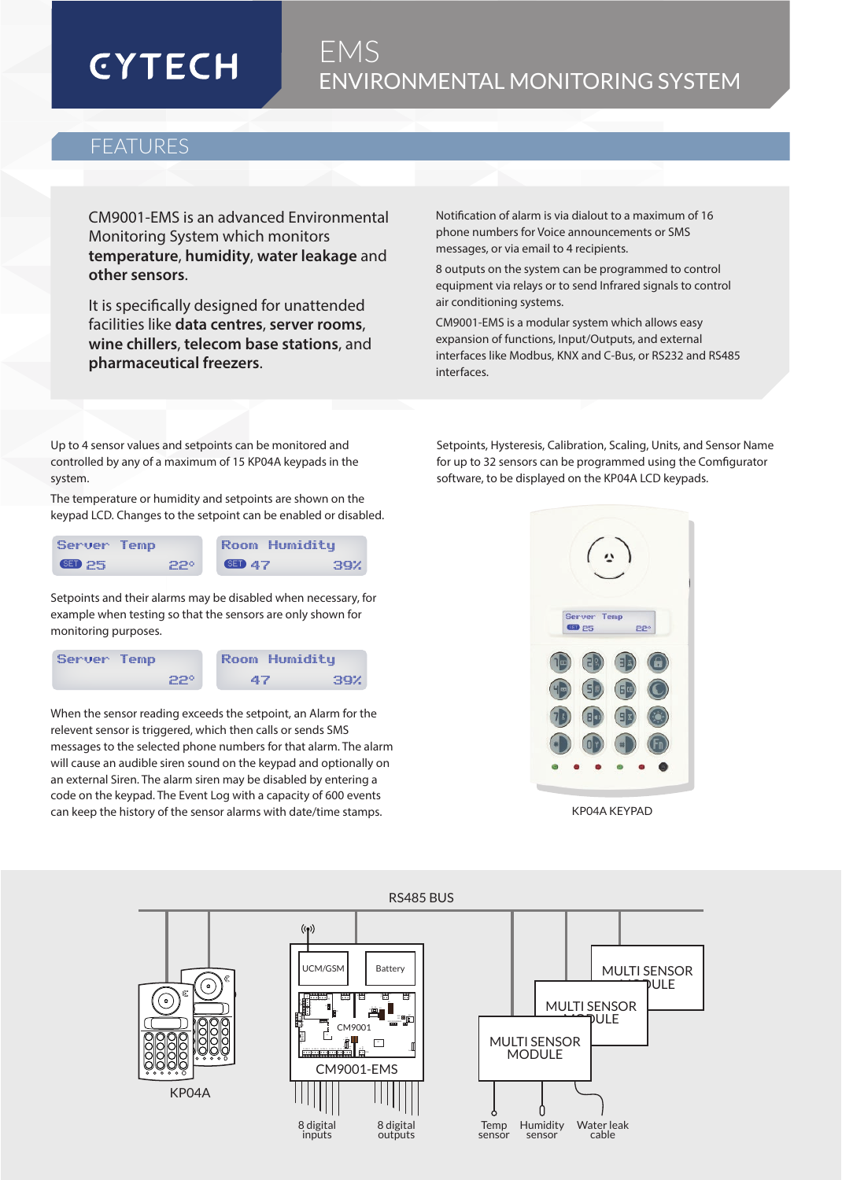# EMS

## ENVIRONMENTAL MONITORING SYSTEM

## FEATURES

CM9001-EMS is an advanced Environmental Monitoring System which monitors **temperature**, **humidity**, **water leakage** and **other sensors**.

It is specifically designed for unattended facilities like **data centres**, **server rooms**, **wine chillers**, **telecom base stations**, and **pharmaceutical freezers**.

Notification of alarm is via dialout to a maximum of 16 phone numbers for Voice announcements or SMS messages, or via email to 4 recipients.

8 outputs on the system can be programmed to control equipment via relays or to send Infrared signals to control air conditioning systems.

CM9001-EMS is a modular system which allows easy expansion of functions, Input/Outputs, and external interfaces like Modbus, KNX and C-Bus, or RS232 and RS485 interfaces.

Up to 4 sensor values and setpoints can be monitored and controlled by any of a maximum of 15 KP04A keypads in the system.

The temperature or humidity and setpoints are shown on the keypad LCD. Changes to the setpoint can be enabled or disabled.

```
Server  Temp          Room  Humidity
SET 25       22°      SET 47       39%
```

Setpoints and their alarms may be disabled when necessary, for example when testing so that the sensors are only shown for monitoring purposes.

```
Server  Temp          Room  Humidity
             22°          47       39%
```

When the sensor reading exceeds the setpoint, an Alarm for the relevent sensor is triggered, which then calls or sends SMS messages to the selected phone numbers for that alarm. The alarm will cause an audible siren sound on the keypad and optionally on an external Siren. The alarm siren may be disabled by entering a code on the keypad. The Event Log with a capacity of 600 events can keep the history of the sensor alarms with date/time stamps.

Setpoints, Hysteresis, Calibration, Scaling, Units, and Sensor Name for up to 32 sensors can be programmed using the Comfigurator software, to be displayed on the KP04A LCD keypads.

KP04A KEYPAD

RS485 BUS

KP04A

UCM/GSM  
Battery  
CM9001  
CM9001-EMS

8 digital inputs  
8 digital outputs

MULTI SENSOR MODULE  
MULTI SENSOR MODULE  
MULTI SENSOR MODULE

Temp sensor  
Humidity sensor  
Water leak cable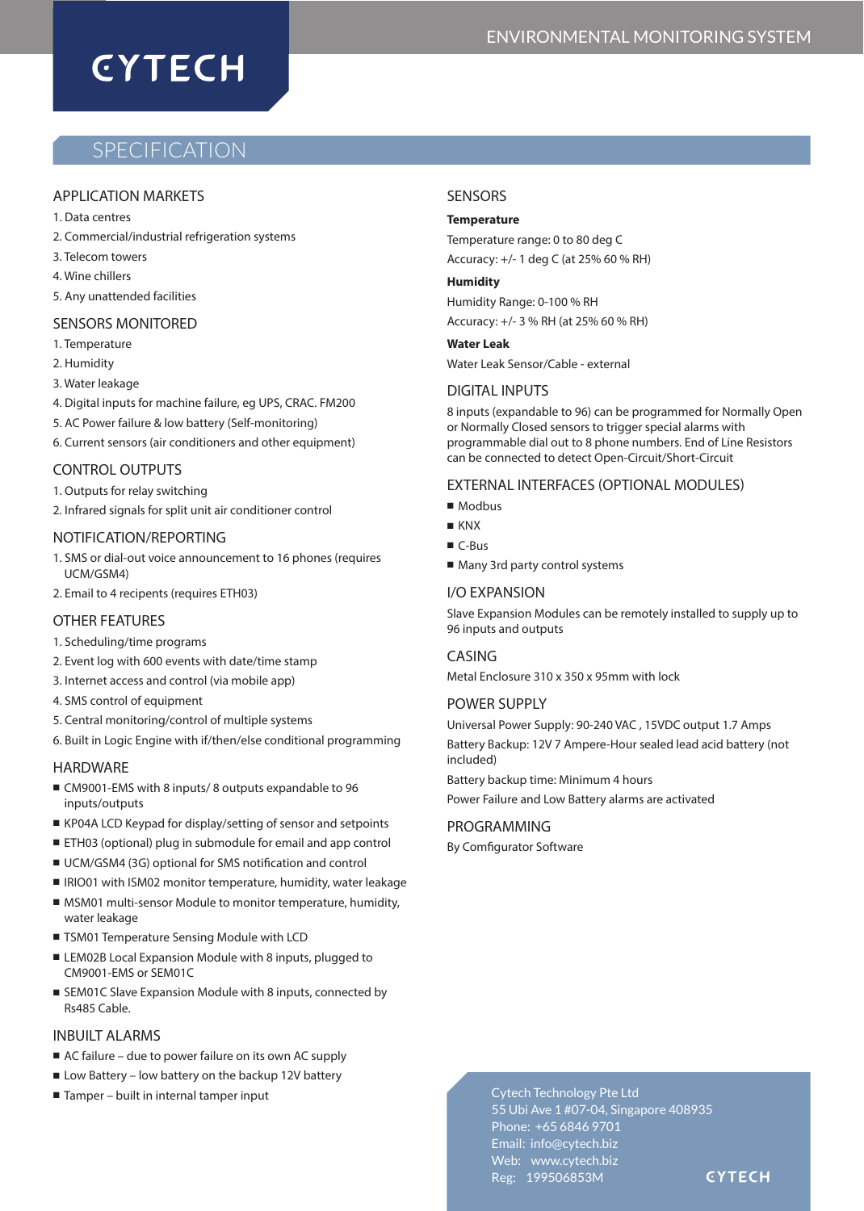# SPECIFICATION

## APPLICATION MARKETS

1. Data centres
2. Commercial/industrial refrigeration systems
3. Telecom towers
4. Wine chillers
5. Any unattended facilities

## SENSORS MONITORED

1. Temperature
2. Humidity
3. Water leakage
4. Digital inputs for machine failure, eg UPS, CRAC. FM200
5. AC Power failure & low battery (Self-monitoring)
6. Current sensors (air conditioners and other equipment)

## CONTROL OUTPUTS

1. Outputs for relay switching
2. Infrared signals for split unit air conditioner control

## NOTIFICATION/REPORTING

1. SMS or dial-out voice announcement to 16 phones (requires UCM/GSM4)
2. Email to 4 recipents (requires ETH03)

## OTHER FEATURES

1. Scheduling/time programs
2. Event log with 600 events with date/time stamp
3. Internet access and control (via mobile app)
4. SMS control of equipment
5. Central monitoring/control of multiple systems
6. Built in Logic Engine with if/then/else conditional programming

## HARDWARE

- CM9001-EMS with 8 inputs/ 8 outputs expandable to 96 inputs/outputs
- KP04A LCD Keypad for display/setting of sensor and setpoints
- ETH03 (optional) plug in submodule for email and app control
- UCM/GSM4 (3G) optional for SMS notification and control
- IRIO01 with ISM02 monitor temperature, humidity, water leakage
- MSM01 multi-sensor Module to monitor temperature, humidity, water leakage
- TSM01 Temperature Sensing Module with LCD
- LEM02B Local Expansion Module with 8 inputs, plugged to CM9001-EMS or SEM01C
- SEM01C Slave Expansion Module with 8 inputs, connected by Rs485 Cable.

## INBUILT ALARMS

- AC failure – due to power failure on its own AC supply
- Low Battery – low battery on the backup 12V battery
- Tamper – built in internal tamper input

## SENSORS

**Temperature**

Temperature range: 0 to 80 deg C

Accuracy: +/- 1 deg C (at 25% 60 % RH)

**Humidity**

Humidity Range: 0-100 % RH

Accuracy: +/- 3 % RH (at 25% 60 % RH)

**Water Leak**

Water Leak Sensor/Cable - external

## DIGITAL INPUTS

8 inputs (expandable to 96) can be programmed for Normally Open or Normally Closed sensors to trigger special alarms with programmable dial out to 8 phone numbers. End of Line Resistors can be connected to detect Open-Circuit/Short-Circuit

## EXTERNAL INTERFACES (OPTIONAL MODULES)

- Modbus
- KNX
- C-Bus
- Many 3rd party control systems

## I/O EXPANSION

Slave Expansion Modules can be remotely installed to supply up to 96 inputs and outputs

## CASING

Metal Enclosure 310 x 350 x 95mm with lock

## POWER SUPPLY

Universal Power Supply: 90-240 VAC , 15VDC output 1.7 Amps

Battery Backup: 12V 7 Ampere-Hour sealed lead acid battery (not included)

Battery backup time: Minimum 4 hours

Power Failure and Low Battery alarms are activated

## PROGRAMMING

By Comfigurator Software

Cytech Technology Pte Ltd
55 Ubi Ave 1 #07-04, Singapore 408935
Phone: +65 6846 9701
Email: info@cytech.biz
Web: www.cytech.biz
Reg: 199506853M